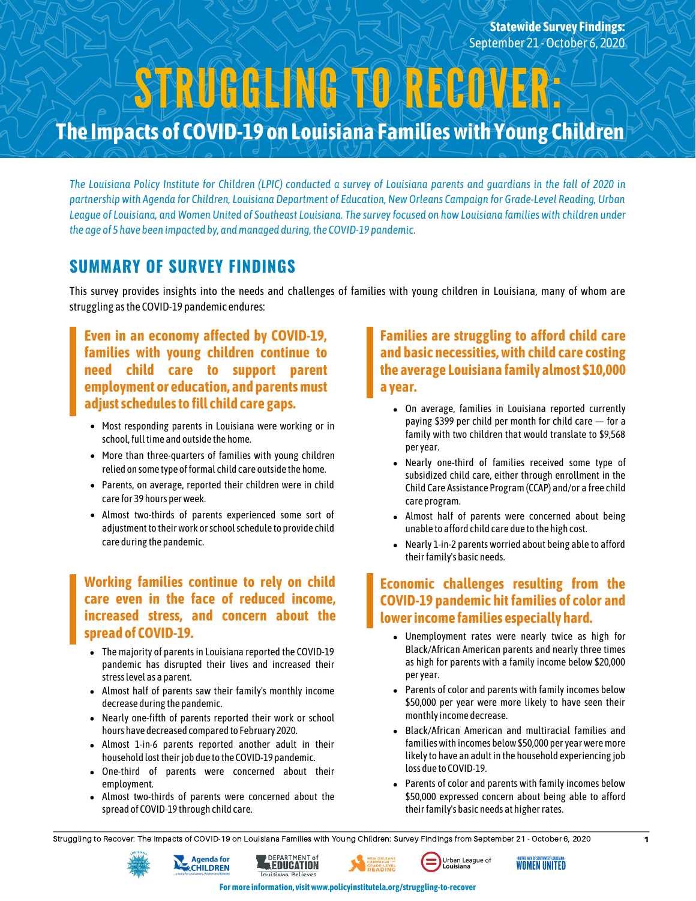**Statewide Survey Findings:**
September 21 - October 6, 2020

# STRUGGLING TO RECOVER:

## The Impacts of COVID-19 on Louisiana Families with Young Children

*The Louisiana Policy Institute for Children (LPIC) conducted a survey of Louisiana parents and guardians in the fall of 2020 in partnership with Agenda for Children, Louisiana Department of Education, New Orleans Campaign for Grade-Level Reading, Urban League of Louisiana, and Women United of Southeast Louisiana. The survey focused on how Louisiana families with children under the age of 5 have been impacted by, and managed during, the COVID-19 pandemic.*

## SUMMARY OF SURVEY FINDINGS

This survey provides insights into the needs and challenges of families with young children in Louisiana, many of whom are struggling as the COVID-19 pandemic endures:

### Even in an economy affected by COVID-19, families with young children continue to need child care to support parent employment or education, and parents must adjust schedules to fill child care gaps.

- Most responding parents in Louisiana were working or in school, full time and outside the home.
- More than three-quarters of families with young children relied on some type of formal child care outside the home.
- Parents, on average, reported their children were in child care for 39 hours per week.
- Almost two-thirds of parents experienced some sort of adjustment to their work or school schedule to provide child care during the pandemic.

### Working families continue to rely on child care even in the face of reduced income, increased stress, and concern about the spread of COVID-19.

- The majority of parents in Louisiana reported the COVID-19 pandemic has disrupted their lives and increased their stress level as a parent.
- Almost half of parents saw their family's monthly income decrease during the pandemic.
- Nearly one-fifth of parents reported their work or school hours have decreased compared to February 2020.
- Almost 1-in-6 parents reported another adult in their household lost their job due to the COVID-19 pandemic.
- One-third of parents were concerned about their employment.
- Almost two-thirds of parents were concerned about the spread of COVID-19 through child care.

### Families are struggling to afford child care and basic necessities, with child care costing the average Louisiana family almost $10,000 a year.

- On average, families in Louisiana reported currently paying $399 per child per month for child care — for a family with two children that would translate to $9,568 per year.
- Nearly one-third of families received some type of subsidized child care, either through enrollment in the Child Care Assistance Program (CCAP) and/or a free child care program.
- Almost half of parents were concerned about being unable to afford child care due to the high cost.
- Nearly 1-in-2 parents worried about being able to afford their family's basic needs.

### Economic challenges resulting from the COVID-19 pandemic hit families of color and lower income families especially hard.

- Unemployment rates were nearly twice as high for Black/African American parents and nearly three times as high for parents with a family income below $20,000 per year.
- Parents of color and parents with family incomes below $50,000 per year were more likely to have seen their monthly income decrease.
- Black/African American and multiracial families and families with incomes below $50,000 per year were more likely to have an adult in the household experiencing job loss due to COVID-19.
- Parents of color and parents with family incomes below $50,000 expressed concern about being able to afford their family's basic needs at higher rates.

**For more information, visit www.policyinstitutela.org/struggling-to-recover**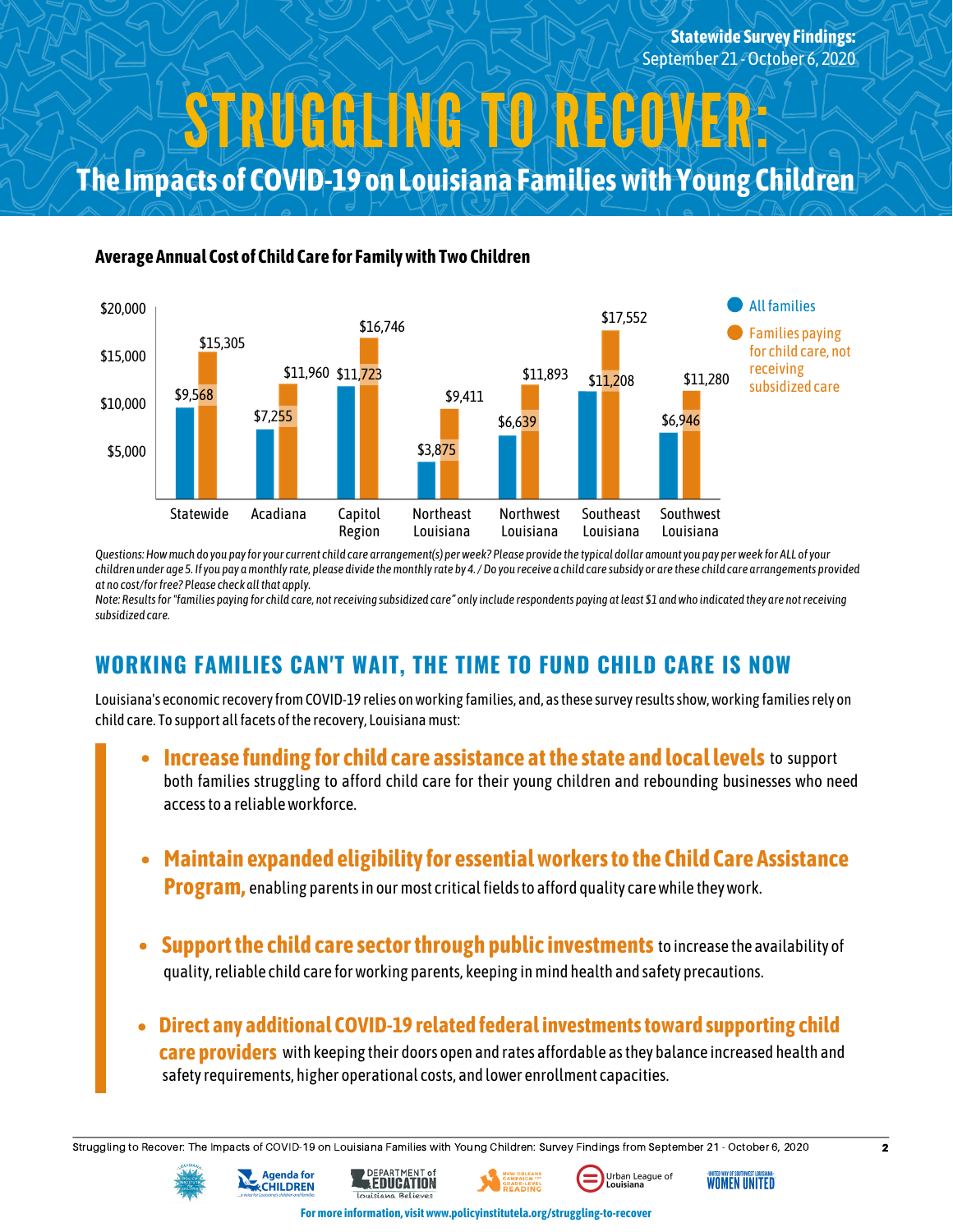Statewide Survey Findings: September 21 - October 6, 2020

# STRUGGLING TO RECOVER:

## The Impacts of COVID-19 on Louisiana Families with Young Children

### Average Annual Cost of Child Care for Family with Two Children

$20,000
$15,000
$10,000
$5,000

All families
Families paying for child care, not receiving subsidized care

Statewide: $9,568 / $15,305
Acadiana: $7,255 / $11,960
Capitol Region: $11,723 / $16,746
Northeast Louisiana: $3,875 / $9,411
Northwest Louisiana: $6,639 / $11,893
Southeast Louisiana: $11,208 / $17,552
Southwest Louisiana: $6,946 / $11,280

*Questions: How much do you pay for your current child care arrangement(s) per week? Please provide the typical dollar amount you pay per week for ALL of your children under age 5. If you pay a monthly rate, please divide the monthly rate by 4. / Do you receive a child care subsidy or are these child care arrangements provided at no cost/for free? Please check all that apply.*

*Note: Results for "families paying for child care, not receiving subsidized care" only include respondents paying at least $1 and who indicated they are not receiving subsidized care.*

## WORKING FAMILIES CAN'T WAIT, THE TIME TO FUND CHILD CARE IS NOW

Louisiana's economic recovery from COVID-19 relies on working families, and, as these survey results show, working families rely on child care. To support all facets of the recovery, Louisiana must:

- **Increase funding for child care assistance at the state and local levels** to support both families struggling to afford child care for their young children and rebounding businesses who need access to a reliable workforce.
- **Maintain expanded eligibility for essential workers to the Child Care Assistance Program,** enabling parents in our most critical fields to afford quality care while they work.
- **Support the child care sector through public investments** to increase the availability of quality, reliable child care for working parents, keeping in mind health and safety precautions.
- **Direct any additional COVID-19 related federal investments toward supporting child care providers** with keeping their doors open and rates affordable as they balance increased health and safety requirements, higher operational costs, and lower enrollment capacities.

For more information, visit www.policyinstitutela.org/struggling-to-recover